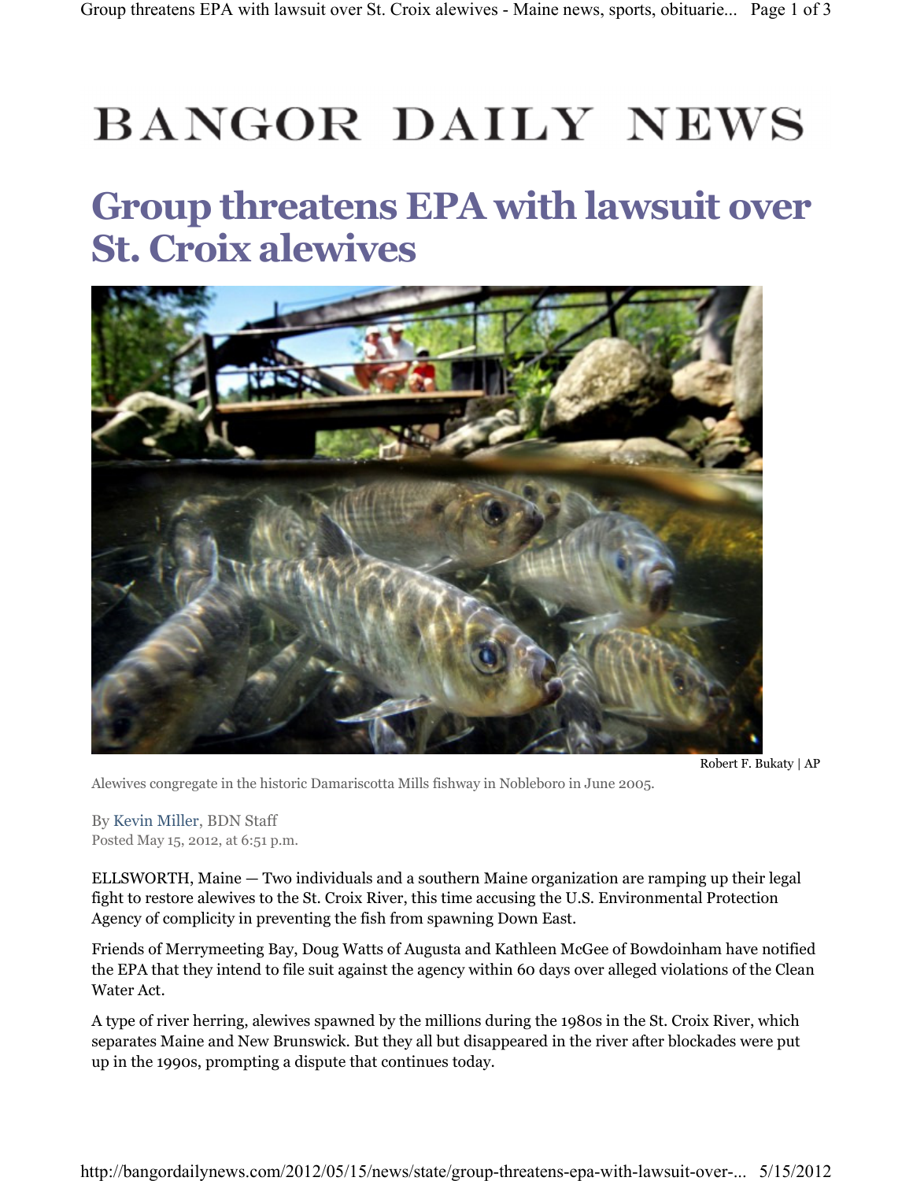# BANGOR DAILY NEWS

## Group threatens EPA with lawsuit over St. Croix alewives

Robert F. Bukaty | AP

Alewives congregate in the historic Damariscotta Mills fishway in Nobleboro in June 2005.

By Kevin Miller, BDN Staff
Posted May 15, 2012, at 6:51 p.m.

ELLSWORTH, Maine — Two individuals and a southern Maine organization are ramping up their legal fight to restore alewives to the St. Croix River, this time accusing the U.S. Environmental Protection Agency of complicity in preventing the fish from spawning Down East.

Friends of Merrymeeting Bay, Doug Watts of Augusta and Kathleen McGee of Bowdoinham have notified the EPA that they intend to file suit against the agency within 60 days over alleged violations of the Clean Water Act.

A type of river herring, alewives spawned by the millions during the 1980s in the St. Croix River, which separates Maine and New Brunswick. But they all but disappeared in the river after blockades were put up in the 1990s, prompting a dispute that continues today.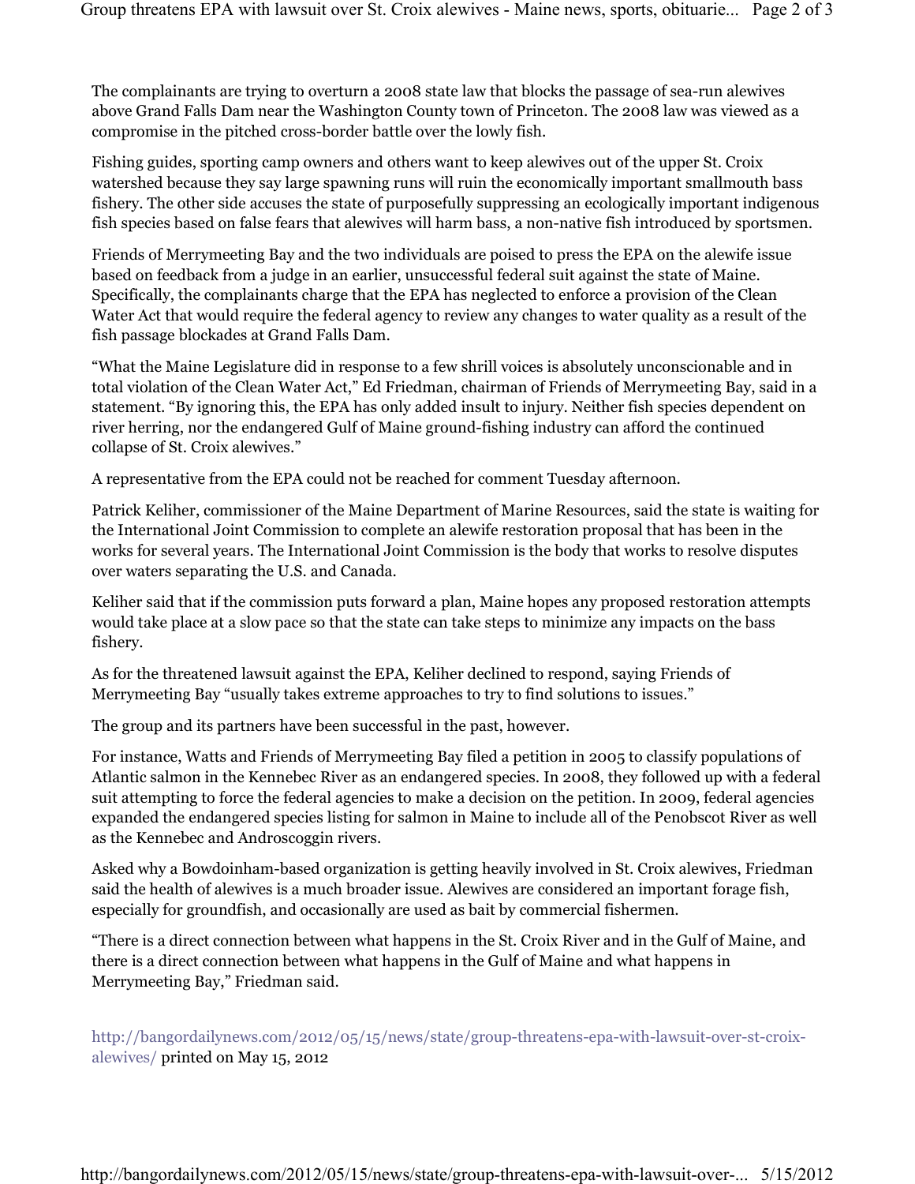The complainants are trying to overturn a 2008 state law that blocks the passage of sea-run alewives above Grand Falls Dam near the Washington County town of Princeton. The 2008 law was viewed as a compromise in the pitched cross-border battle over the lowly fish.

Fishing guides, sporting camp owners and others want to keep alewives out of the upper St. Croix watershed because they say large spawning runs will ruin the economically important smallmouth bass fishery. The other side accuses the state of purposefully suppressing an ecologically important indigenous fish species based on false fears that alewives will harm bass, a non-native fish introduced by sportsmen.

Friends of Merrymeeting Bay and the two individuals are poised to press the EPA on the alewife issue based on feedback from a judge in an earlier, unsuccessful federal suit against the state of Maine. Specifically, the complainants charge that the EPA has neglected to enforce a provision of the Clean Water Act that would require the federal agency to review any changes to water quality as a result of the fish passage blockades at Grand Falls Dam.

"What the Maine Legislature did in response to a few shrill voices is absolutely unconscionable and in total violation of the Clean Water Act," Ed Friedman, chairman of Friends of Merrymeeting Bay, said in a statement. "By ignoring this, the EPA has only added insult to injury. Neither fish species dependent on river herring, nor the endangered Gulf of Maine ground-fishing industry can afford the continued collapse of St. Croix alewives."

A representative from the EPA could not be reached for comment Tuesday afternoon.

Patrick Keliher, commissioner of the Maine Department of Marine Resources, said the state is waiting for the International Joint Commission to complete an alewife restoration proposal that has been in the works for several years. The International Joint Commission is the body that works to resolve disputes over waters separating the U.S. and Canada.

Keliher said that if the commission puts forward a plan, Maine hopes any proposed restoration attempts would take place at a slow pace so that the state can take steps to minimize any impacts on the bass fishery.

As for the threatened lawsuit against the EPA, Keliher declined to respond, saying Friends of Merrymeeting Bay "usually takes extreme approaches to try to find solutions to issues."

The group and its partners have been successful in the past, however.

For instance, Watts and Friends of Merrymeeting Bay filed a petition in 2005 to classify populations of Atlantic salmon in the Kennebec River as an endangered species. In 2008, they followed up with a federal suit attempting to force the federal agencies to make a decision on the petition. In 2009, federal agencies expanded the endangered species listing for salmon in Maine to include all of the Penobscot River as well as the Kennebec and Androscoggin rivers.

Asked why a Bowdoinham-based organization is getting heavily involved in St. Croix alewives, Friedman said the health of alewives is a much broader issue. Alewives are considered an important forage fish, especially for groundfish, and occasionally are used as bait by commercial fishermen.

"There is a direct connection between what happens in the St. Croix River and in the Gulf of Maine, and there is a direct connection between what happens in the Gulf of Maine and what happens in Merrymeeting Bay," Friedman said.

http://bangordailynews.com/2012/05/15/news/state/group-threatens-epa-with-lawsuit-over-st-croix-alewives/ printed on May 15, 2012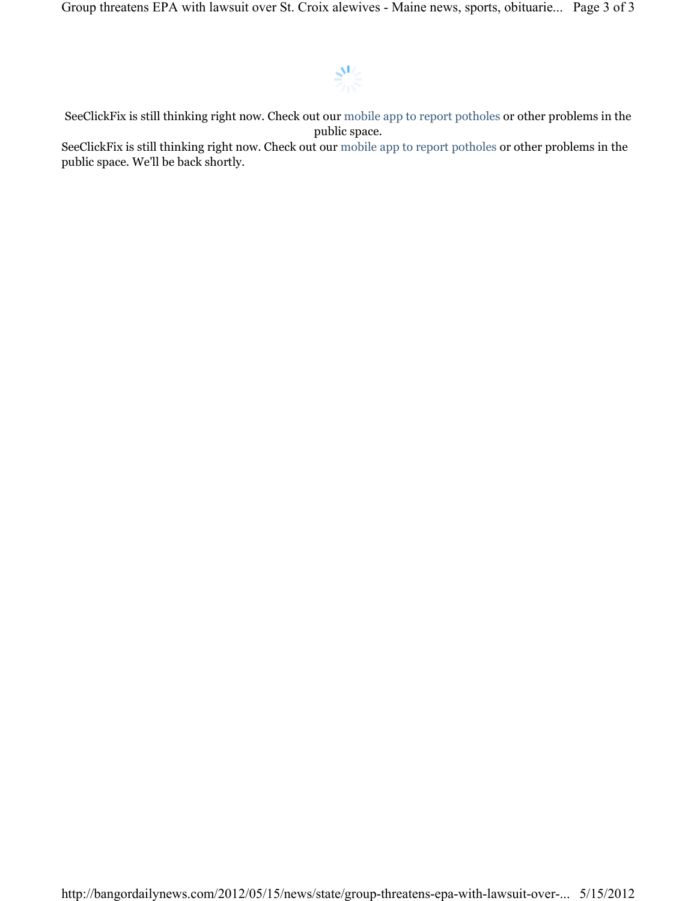SeeClickFix is still thinking right now. Check out our mobile app to report potholes or other problems in the public space.

SeeClickFix is still thinking right now. Check out our mobile app to report potholes or other problems in the public space. We'll be back shortly.